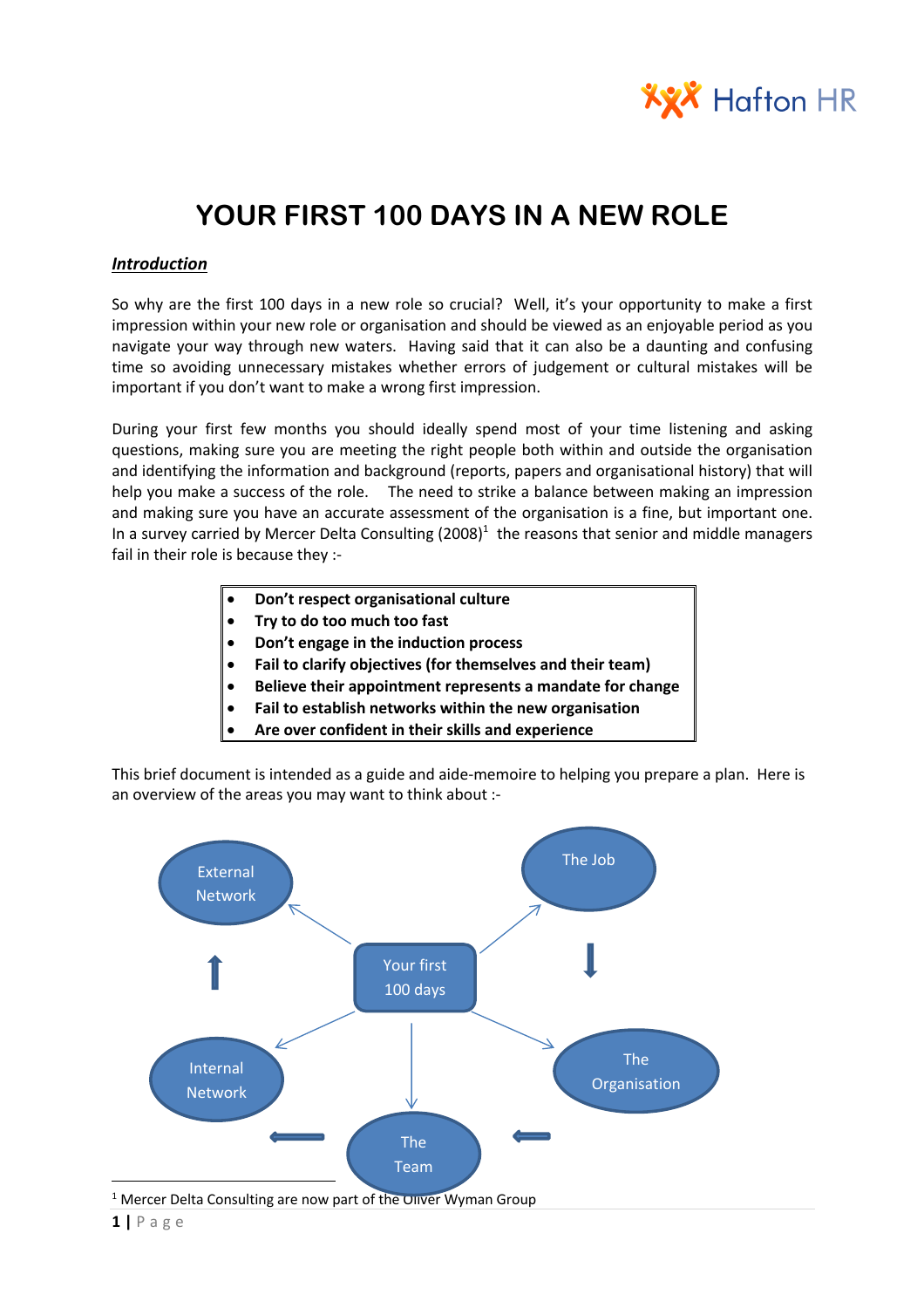# YOUR FIRST 100 DAYS IN A NEW ROLE

## *Introduction*

So why are the first 100 days in a new role so crucial? Well, it's your opportunity to make a first impression within your new role or organisation and should be viewed as an enjoyable period as you navigate your way through new waters. Having said that it can also be a daunting and confusing time so avoiding unnecessary mistakes whether errors of judgement or cultural mistakes will be important if you don't want to make a wrong first impression.

During your first few months you should ideally spend most of your time listening and asking questions, making sure you are meeting the right people both within and outside the organisation and identifying the information and background (reports, papers and organisational history) that will help you make a success of the role. The need to strike a balance between making an impression and making sure you have an accurate assessment of the organisation is a fine, but important one. In a survey carried by Mercer Delta Consulting (2008)[1] the reasons that senior and middle managers fail in their role is because they :-

- **Don't respect organisational culture**
- **Try to do too much too fast**
- **Don't engage in the induction process**
- **Fail to clarify objectives (for themselves and their team)**
- **Believe their appointment represents a mandate for change**
- **Fail to establish networks within the new organisation**
- **Are over confident in their skills and experience**

This brief document is intended as a guide and aide-memoire to helping you prepare a plan. Here is an overview of the areas you may want to think about :-

Your first 100 days

- The Job
- The Organisation
- The Team
- Internal Network
- External Network

[1] Mercer Delta Consulting are now part of the Oliver Wyman Group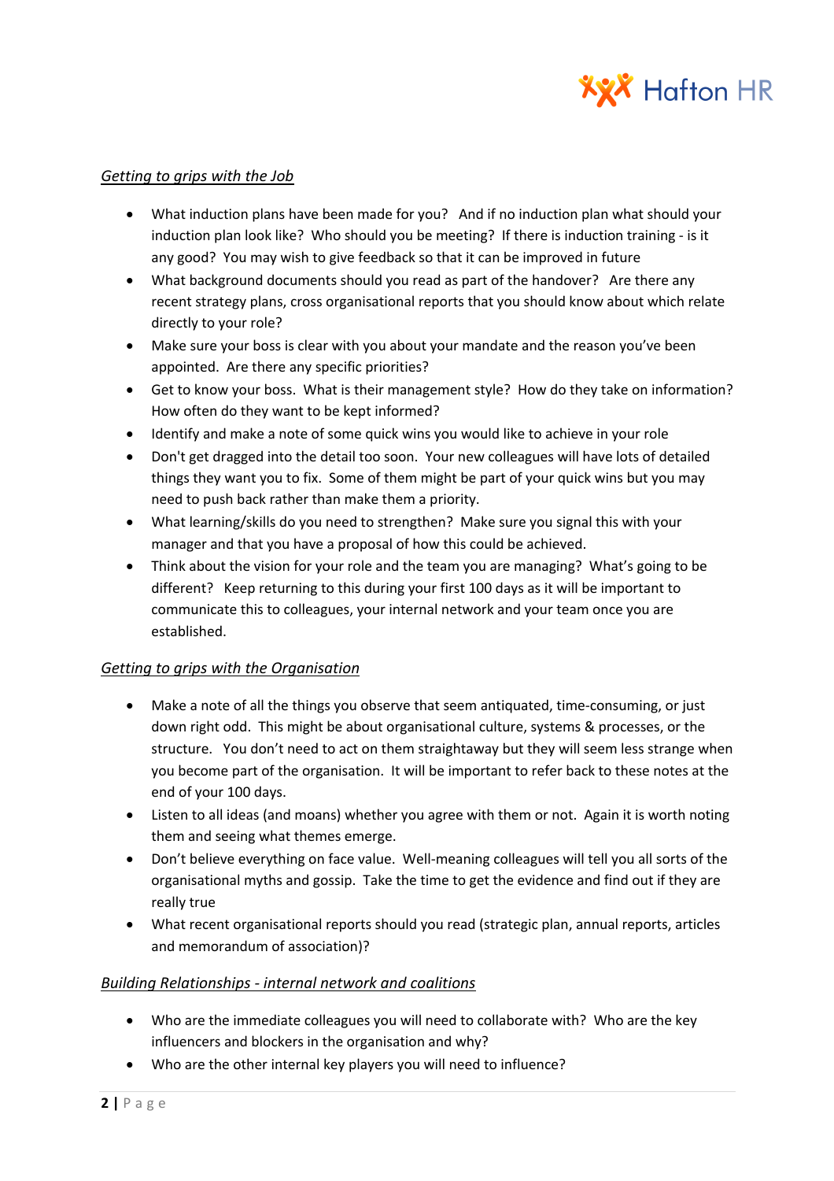*Getting to grips with the Job*

- What induction plans have been made for you? And if no induction plan what should your induction plan look like? Who should you be meeting? If there is induction training - is it any good? You may wish to give feedback so that it can be improved in future
- What background documents should you read as part of the handover? Are there any recent strategy plans, cross organisational reports that you should know about which relate directly to your role?
- Make sure your boss is clear with you about your mandate and the reason you've been appointed. Are there any specific priorities?
- Get to know your boss. What is their management style? How do they take on information? How often do they want to be kept informed?
- Identify and make a note of some quick wins you would like to achieve in your role
- Don't get dragged into the detail too soon. Your new colleagues will have lots of detailed things they want you to fix. Some of them might be part of your quick wins but you may need to push back rather than make them a priority.
- What learning/skills do you need to strengthen? Make sure you signal this with your manager and that you have a proposal of how this could be achieved.
- Think about the vision for your role and the team you are managing? What's going to be different? Keep returning to this during your first 100 days as it will be important to communicate this to colleagues, your internal network and your team once you are established.

*Getting to grips with the Organisation*

- Make a note of all the things you observe that seem antiquated, time-consuming, or just down right odd. This might be about organisational culture, systems & processes, or the structure. You don't need to act on them straightaway but they will seem less strange when you become part of the organisation. It will be important to refer back to these notes at the end of your 100 days.
- Listen to all ideas (and moans) whether you agree with them or not. Again it is worth noting them and seeing what themes emerge.
- Don't believe everything on face value. Well-meaning colleagues will tell you all sorts of the organisational myths and gossip. Take the time to get the evidence and find out if they are really true
- What recent organisational reports should you read (strategic plan, annual reports, articles and memorandum of association)?

*Building Relationships - internal network and coalitions*

- Who are the immediate colleagues you will need to collaborate with? Who are the key influencers and blockers in the organisation and why?
- Who are the other internal key players you will need to influence?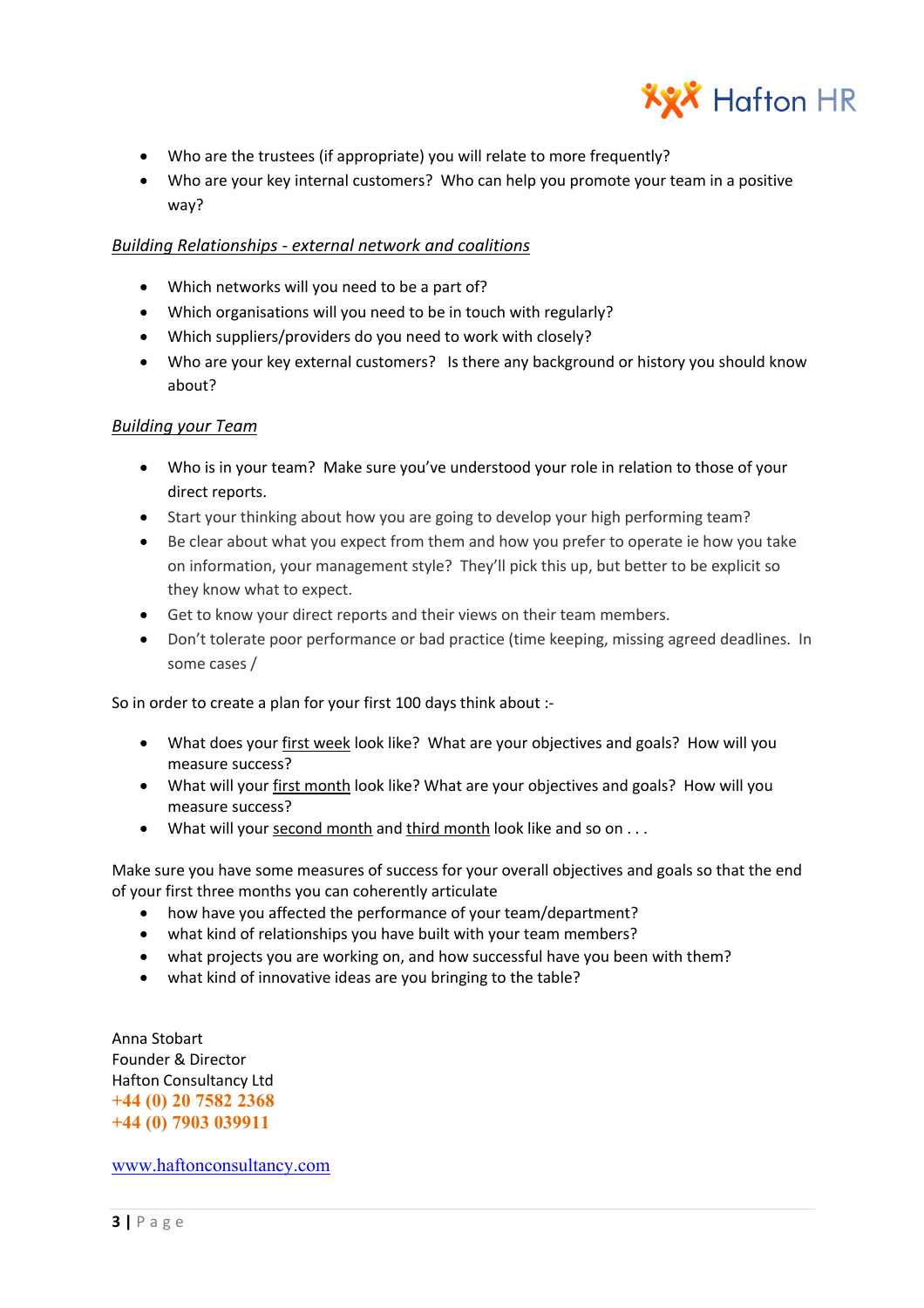- Who are the trustees (if appropriate) you will relate to more frequently?
- Who are your key internal customers? Who can help you promote your team in a positive way?

*Building Relationships - external network and coalitions*

- Which networks will you need to be a part of?
- Which organisations will you need to be in touch with regularly?
- Which suppliers/providers do you need to work with closely?
- Who are your key external customers? Is there any background or history you should know about?

*Building your Team*

- Who is in your team? Make sure you've understood your role in relation to those of your direct reports.
- Start your thinking about how you are going to develop your high performing team?
- Be clear about what you expect from them and how you prefer to operate ie how you take on information, your management style? They'll pick this up, but better to be explicit so they know what to expect.
- Get to know your direct reports and their views on their team members.
- Don't tolerate poor performance or bad practice (time keeping, missing agreed deadlines. In some cases /

So in order to create a plan for your first 100 days think about :-

- What does your first week look like? What are your objectives and goals? How will you measure success?
- What will your first month look like? What are your objectives and goals? How will you measure success?
- What will your second month and third month look like and so on . . .

Make sure you have some measures of success for your overall objectives and goals so that the end of your first three months you can coherently articulate

- how have you affected the performance of your team/department?
- what kind of relationships you have built with your team members?
- what projects you are working on, and how successful have you been with them?
- what kind of innovative ideas are you bringing to the table?

Anna Stobart
Founder & Director
Hafton Consultancy Ltd
+44 (0) 20 7582 2368
+44 (0) 7903 039911

www.haftonconsultancy.com